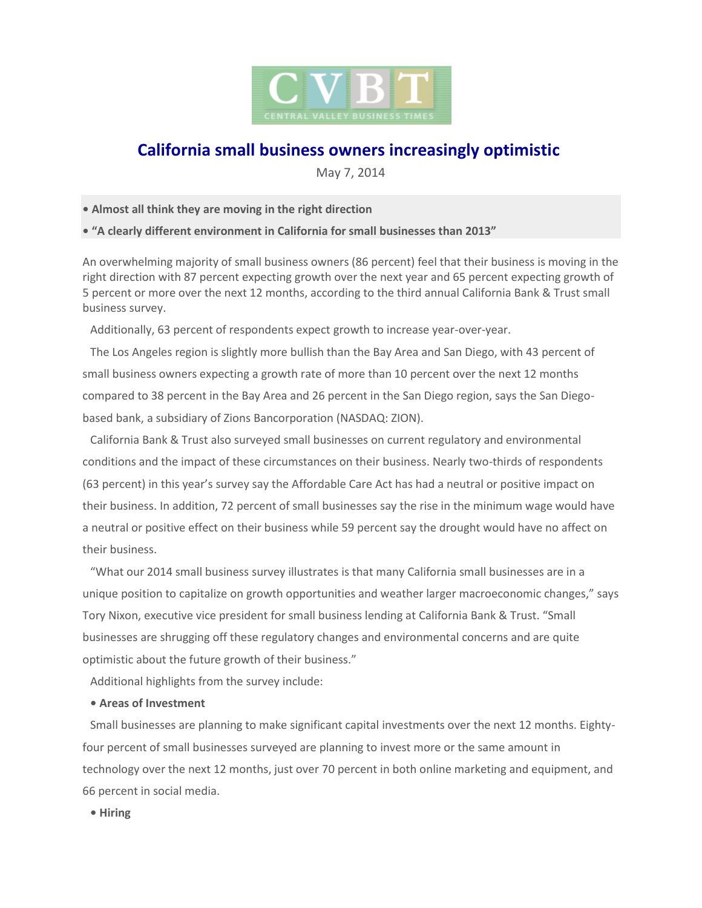CVBT
CENTRAL VALLEY BUSINESS TIMES

# California small business owners increasingly optimistic

May 7, 2014

**• Almost all think they are moving in the right direction**

**• "A clearly different environment in California for small businesses than 2013"**

An overwhelming majority of small business owners (86 percent) feel that their business is moving in the right direction with 87 percent expecting growth over the next year and 65 percent expecting growth of 5 percent or more over the next 12 months, according to the third annual California Bank & Trust small business survey.

Additionally, 63 percent of respondents expect growth to increase year-over-year.

The Los Angeles region is slightly more bullish than the Bay Area and San Diego, with 43 percent of small business owners expecting a growth rate of more than 10 percent over the next 12 months compared to 38 percent in the Bay Area and 26 percent in the San Diego region, says the San Diego-based bank, a subsidiary of Zions Bancorporation (NASDAQ: ZION).

California Bank & Trust also surveyed small businesses on current regulatory and environmental conditions and the impact of these circumstances on their business. Nearly two-thirds of respondents (63 percent) in this year's survey say the Affordable Care Act has had a neutral or positive impact on their business. In addition, 72 percent of small businesses say the rise in the minimum wage would have a neutral or positive effect on their business while 59 percent say the drought would have no affect on their business.

"What our 2014 small business survey illustrates is that many California small businesses are in a unique position to capitalize on growth opportunities and weather larger macroeconomic changes," says Tory Nixon, executive vice president for small business lending at California Bank & Trust. "Small businesses are shrugging off these regulatory changes and environmental concerns and are quite optimistic about the future growth of their business."

Additional highlights from the survey include:

**• Areas of Investment**

Small businesses are planning to make significant capital investments over the next 12 months. Eighty-four percent of small businesses surveyed are planning to invest more or the same amount in technology over the next 12 months, just over 70 percent in both online marketing and equipment, and 66 percent in social media.

**• Hiring**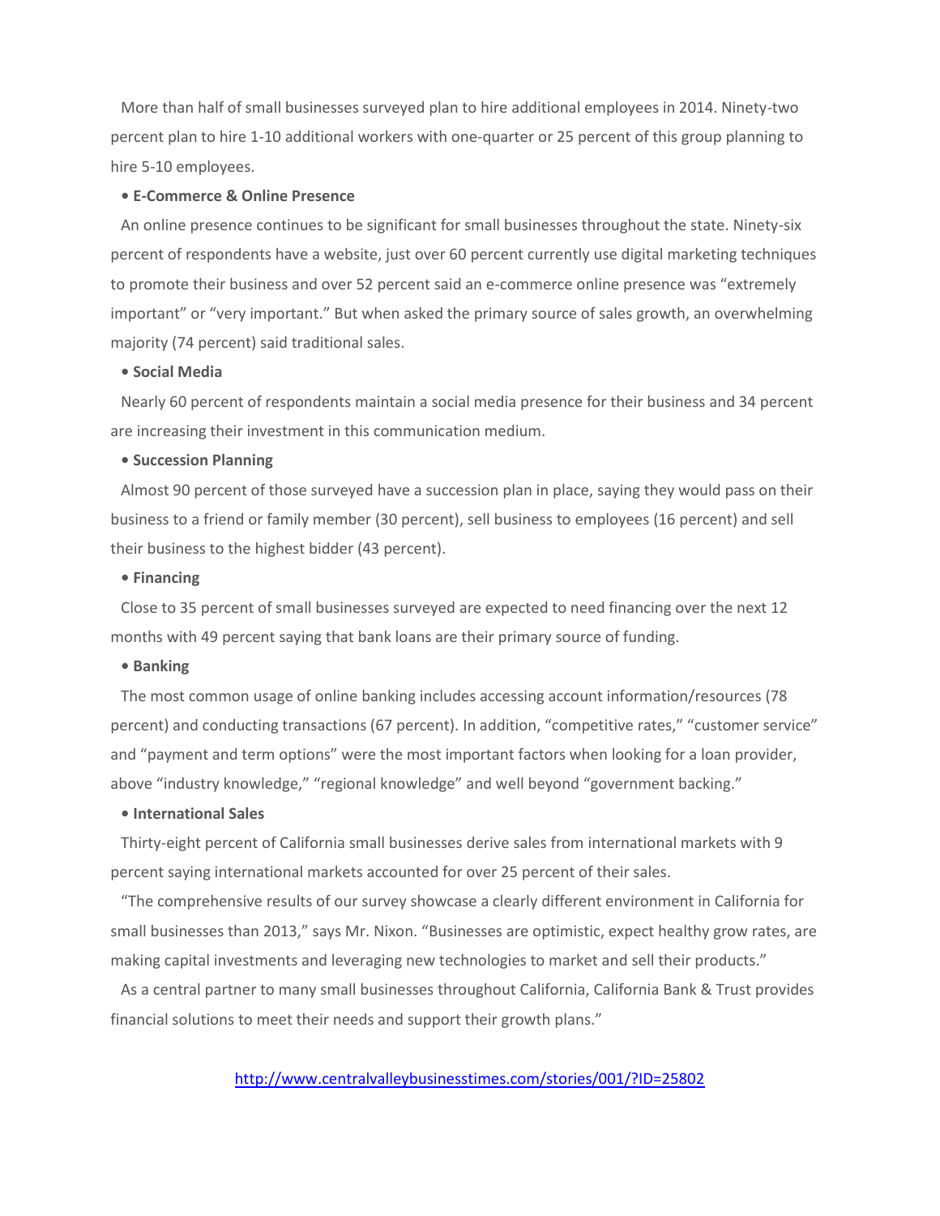More than half of small businesses surveyed plan to hire additional employees in 2014. Ninety-two percent plan to hire 1-10 additional workers with one-quarter or 25 percent of this group planning to hire 5-10 employees.

- **E-Commerce & Online Presence**

An online presence continues to be significant for small businesses throughout the state. Ninety-six percent of respondents have a website, just over 60 percent currently use digital marketing techniques to promote their business and over 52 percent said an e-commerce online presence was "extremely important" or "very important." But when asked the primary source of sales growth, an overwhelming majority (74 percent) said traditional sales.

- **Social Media**

Nearly 60 percent of respondents maintain a social media presence for their business and 34 percent are increasing their investment in this communication medium.

- **Succession Planning**

Almost 90 percent of those surveyed have a succession plan in place, saying they would pass on their business to a friend or family member (30 percent), sell business to employees (16 percent) and sell their business to the highest bidder (43 percent).

- **Financing**

Close to 35 percent of small businesses surveyed are expected to need financing over the next 12 months with 49 percent saying that bank loans are their primary source of funding.

- **Banking**

The most common usage of online banking includes accessing account information/resources (78 percent) and conducting transactions (67 percent). In addition, "competitive rates," "customer service" and "payment and term options" were the most important factors when looking for a loan provider, above "industry knowledge," "regional knowledge" and well beyond "government backing."

- **International Sales**

Thirty-eight percent of California small businesses derive sales from international markets with 9 percent saying international markets accounted for over 25 percent of their sales.

"The comprehensive results of our survey showcase a clearly different environment in California for small businesses than 2013," says Mr. Nixon. "Businesses are optimistic, expect healthy grow rates, are making capital investments and leveraging new technologies to market and sell their products."

As a central partner to many small businesses throughout California, California Bank & Trust provides financial solutions to meet their needs and support their growth plans."

http://www.centralvalleybusinesstimes.com/stories/001/?ID=25802